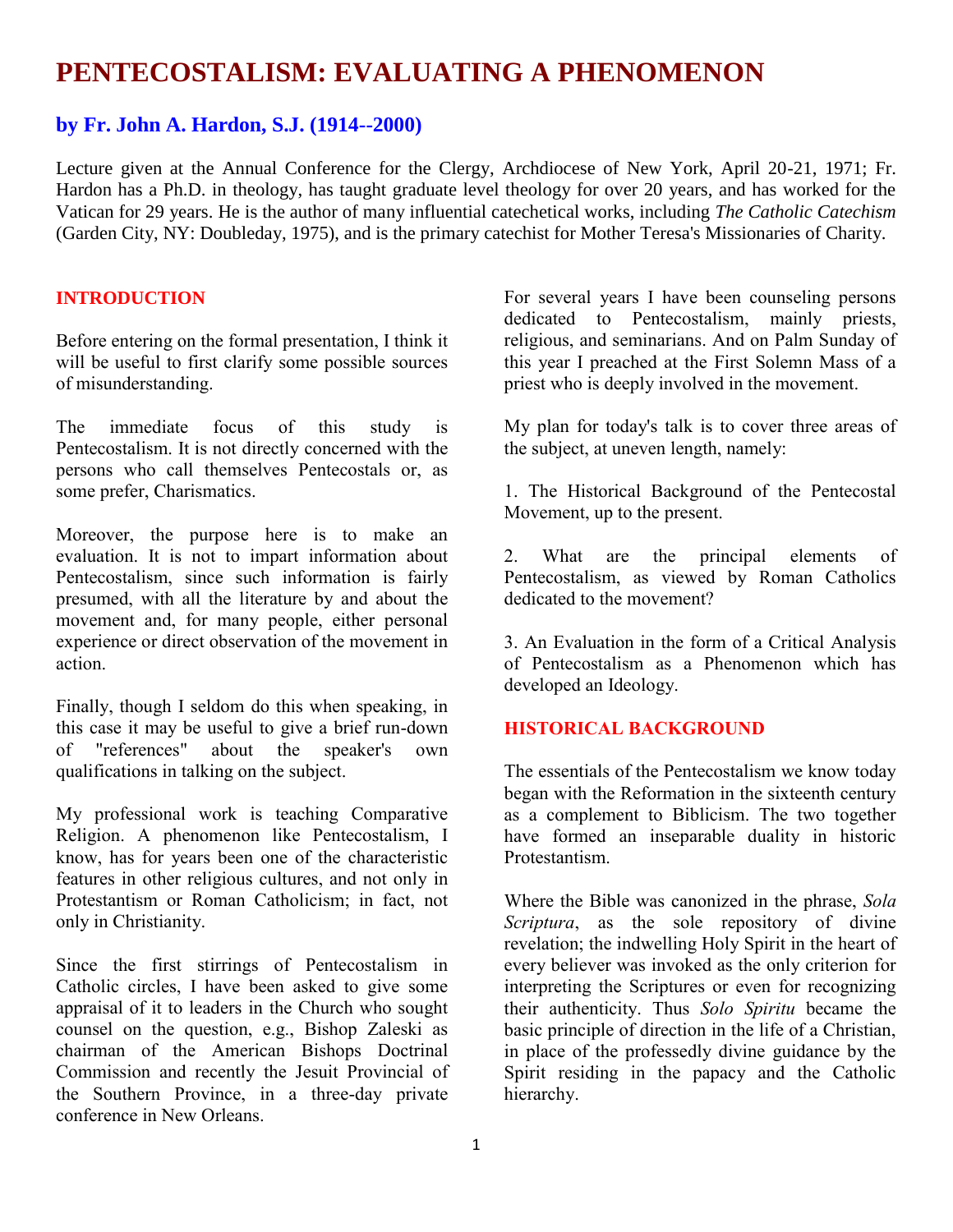# PENTECOSTALISM: EVALUATING A PHENOMENON

## by Fr. John A. Hardon, S.J. (1914--2000)

Lecture given at the Annual Conference for the Clergy, Archdiocese of New York, April 20-21, 1971; Fr. Hardon has a Ph.D. in theology, has taught graduate level theology for over 20 years, and has worked for the Vatican for 29 years. He is the author of many influential catechetical works, including *The Catholic Catechism* (Garden City, NY: Doubleday, 1975), and is the primary catechist for Mother Teresa's Missionaries of Charity.

### INTRODUCTION

Before entering on the formal presentation, I think it will be useful to first clarify some possible sources of misunderstanding.

The immediate focus of this study is Pentecostalism. It is not directly concerned with the persons who call themselves Pentecostals or, as some prefer, Charismatics.

Moreover, the purpose here is to make an evaluation. It is not to impart information about Pentecostalism, since such information is fairly presumed, with all the literature by and about the movement and, for many people, either personal experience or direct observation of the movement in action.

Finally, though I seldom do this when speaking, in this case it may be useful to give a brief run-down of "references" about the speaker's own qualifications in talking on the subject.

My professional work is teaching Comparative Religion. A phenomenon like Pentecostalism, I know, has for years been one of the characteristic features in other religious cultures, and not only in Protestantism or Roman Catholicism; in fact, not only in Christianity.

Since the first stirrings of Pentecostalism in Catholic circles, I have been asked to give some appraisal of it to leaders in the Church who sought counsel on the question, e.g., Bishop Zaleski as chairman of the American Bishops Doctrinal Commission and recently the Jesuit Provincial of the Southern Province, in a three-day private conference in New Orleans.

For several years I have been counseling persons dedicated to Pentecostalism, mainly priests, religious, and seminarians. And on Palm Sunday of this year I preached at the First Solemn Mass of a priest who is deeply involved in the movement.

My plan for today's talk is to cover three areas of the subject, at uneven length, namely:

1. The Historical Background of the Pentecostal Movement, up to the present.

2. What are the principal elements of Pentecostalism, as viewed by Roman Catholics dedicated to the movement?

3. An Evaluation in the form of a Critical Analysis of Pentecostalism as a Phenomenon which has developed an Ideology.

### HISTORICAL BACKGROUND

The essentials of the Pentecostalism we know today began with the Reformation in the sixteenth century as a complement to Biblicism. The two together have formed an inseparable duality in historic Protestantism.

Where the Bible was canonized in the phrase, *Sola Scriptura*, as the sole repository of divine revelation; the indwelling Holy Spirit in the heart of every believer was invoked as the only criterion for interpreting the Scriptures or even for recognizing their authenticity. Thus *Solo Spiritu* became the basic principle of direction in the life of a Christian, in place of the professedly divine guidance by the Spirit residing in the papacy and the Catholic hierarchy.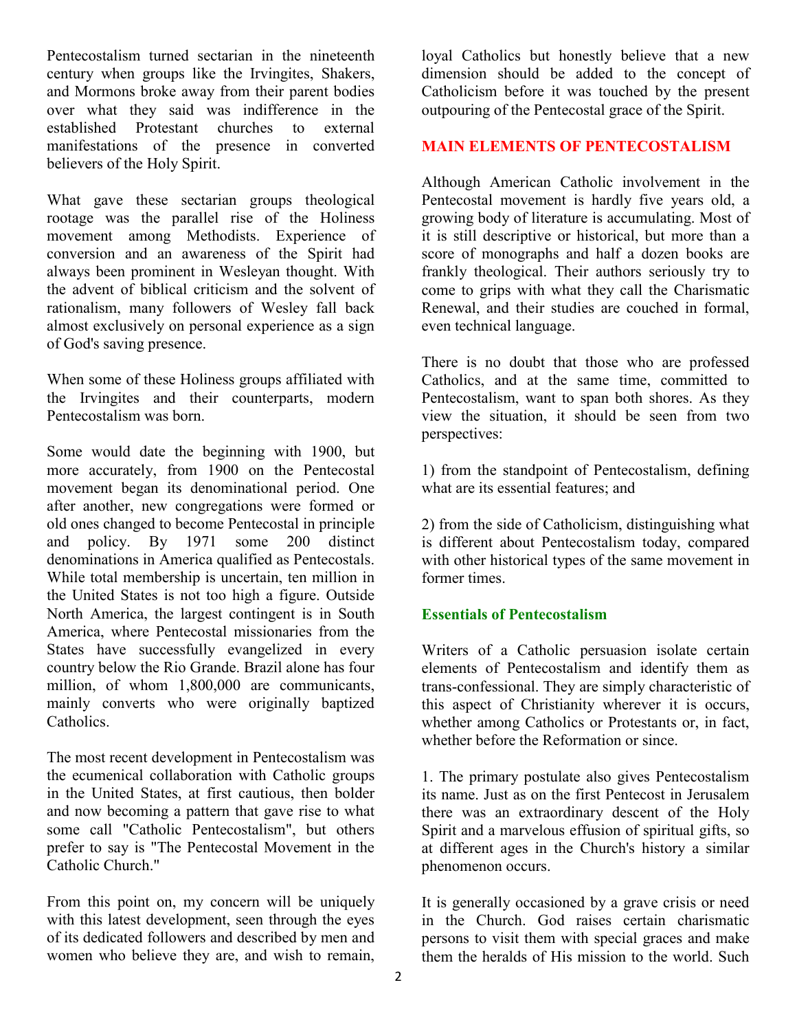Pentecostalism turned sectarian in the nineteenth century when groups like the Irvingites, Shakers, and Mormons broke away from their parent bodies over what they said was indifference in the established Protestant churches to external manifestations of the presence in converted believers of the Holy Spirit.

What gave these sectarian groups theological rootage was the parallel rise of the Holiness movement among Methodists. Experience of conversion and an awareness of the Spirit had always been prominent in Wesleyan thought. With the advent of biblical criticism and the solvent of rationalism, many followers of Wesley fall back almost exclusively on personal experience as a sign of God's saving presence.

When some of these Holiness groups affiliated with the Irvingites and their counterparts, modern Pentecostalism was born.

Some would date the beginning with 1900, but more accurately, from 1900 on the Pentecostal movement began its denominational period. One after another, new congregations were formed or old ones changed to become Pentecostal in principle and policy. By 1971 some 200 distinct denominations in America qualified as Pentecostals. While total membership is uncertain, ten million in the United States is not too high a figure. Outside North America, the largest contingent is in South America, where Pentecostal missionaries from the States have successfully evangelized in every country below the Rio Grande. Brazil alone has four million, of whom 1,800,000 are communicants, mainly converts who were originally baptized Catholics.

The most recent development in Pentecostalism was the ecumenical collaboration with Catholic groups in the United States, at first cautious, then bolder and now becoming a pattern that gave rise to what some call "Catholic Pentecostalism", but others prefer to say is "The Pentecostal Movement in the Catholic Church."

From this point on, my concern will be uniquely with this latest development, seen through the eyes of its dedicated followers and described by men and women who believe they are, and wish to remain, loyal Catholics but honestly believe that a new dimension should be added to the concept of Catholicism before it was touched by the present outpouring of the Pentecostal grace of the Spirit.

## MAIN ELEMENTS OF PENTECOSTALISM

Although American Catholic involvement in the Pentecostal movement is hardly five years old, a growing body of literature is accumulating. Most of it is still descriptive or historical, but more than a score of monographs and half a dozen books are frankly theological. Their authors seriously try to come to grips with what they call the Charismatic Renewal, and their studies are couched in formal, even technical language.

There is no doubt that those who are professed Catholics, and at the same time, committed to Pentecostalism, want to span both shores. As they view the situation, it should be seen from two perspectives:

1) from the standpoint of Pentecostalism, defining what are its essential features; and

2) from the side of Catholicism, distinguishing what is different about Pentecostalism today, compared with other historical types of the same movement in former times.

### Essentials of Pentecostalism

Writers of a Catholic persuasion isolate certain elements of Pentecostalism and identify them as trans-confessional. They are simply characteristic of this aspect of Christianity wherever it is occurs, whether among Catholics or Protestants or, in fact, whether before the Reformation or since.

1. The primary postulate also gives Pentecostalism its name. Just as on the first Pentecost in Jerusalem there was an extraordinary descent of the Holy Spirit and a marvelous effusion of spiritual gifts, so at different ages in the Church's history a similar phenomenon occurs.

It is generally occasioned by a grave crisis or need in the Church. God raises certain charismatic persons to visit them with special graces and make them the heralds of His mission to the world. Such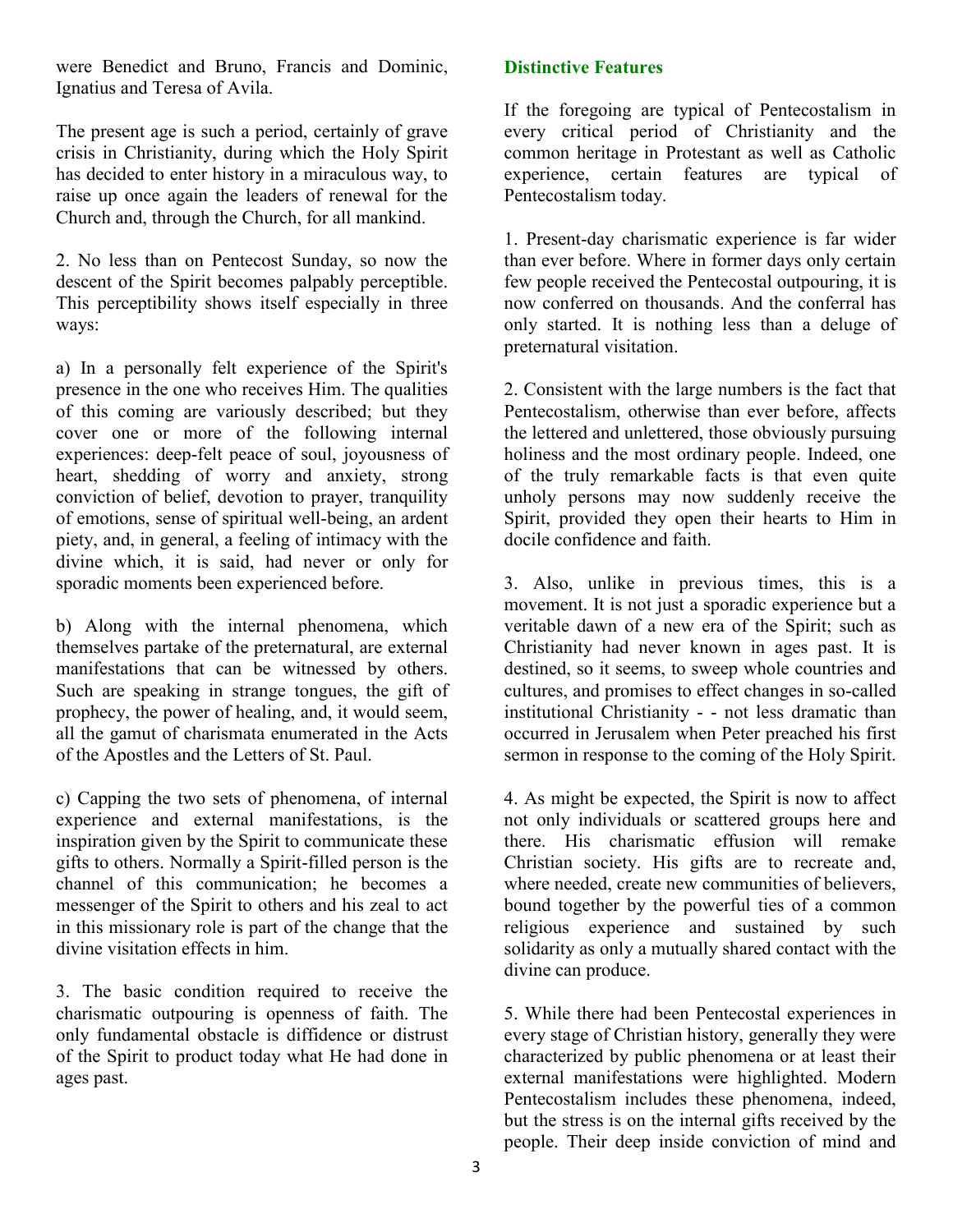were Benedict and Bruno, Francis and Dominic, Ignatius and Teresa of Avila.

The present age is such a period, certainly of grave crisis in Christianity, during which the Holy Spirit has decided to enter history in a miraculous way, to raise up once again the leaders of renewal for the Church and, through the Church, for all mankind.

2. No less than on Pentecost Sunday, so now the descent of the Spirit becomes palpably perceptible. This perceptibility shows itself especially in three ways:

a) In a personally felt experience of the Spirit's presence in the one who receives Him. The qualities of this coming are variously described; but they cover one or more of the following internal experiences: deep-felt peace of soul, joyousness of heart, shedding of worry and anxiety, strong conviction of belief, devotion to prayer, tranquility of emotions, sense of spiritual well-being, an ardent piety, and, in general, a feeling of intimacy with the divine which, it is said, had never or only for sporadic moments been experienced before.

b) Along with the internal phenomena, which themselves partake of the preternatural, are external manifestations that can be witnessed by others. Such are speaking in strange tongues, the gift of prophecy, the power of healing, and, it would seem, all the gamut of charismata enumerated in the Acts of the Apostles and the Letters of St. Paul.

c) Capping the two sets of phenomena, of internal experience and external manifestations, is the inspiration given by the Spirit to communicate these gifts to others. Normally a Spirit-filled person is the channel of this communication; he becomes a messenger of the Spirit to others and his zeal to act in this missionary role is part of the change that the divine visitation effects in him.

3. The basic condition required to receive the charismatic outpouring is openness of faith. The only fundamental obstacle is diffidence or distrust of the Spirit to product today what He had done in ages past.

## Distinctive Features

If the foregoing are typical of Pentecostalism in every critical period of Christianity and the common heritage in Protestant as well as Catholic experience, certain features are typical of Pentecostalism today.

1. Present-day charismatic experience is far wider than ever before. Where in former days only certain few people received the Pentecostal outpouring, it is now conferred on thousands. And the conferral has only started. It is nothing less than a deluge of preternatural visitation.

2. Consistent with the large numbers is the fact that Pentecostalism, otherwise than ever before, affects the lettered and unlettered, those obviously pursuing holiness and the most ordinary people. Indeed, one of the truly remarkable facts is that even quite unholy persons may now suddenly receive the Spirit, provided they open their hearts to Him in docile confidence and faith.

3. Also, unlike in previous times, this is a movement. It is not just a sporadic experience but a veritable dawn of a new era of the Spirit; such as Christianity had never known in ages past. It is destined, so it seems, to sweep whole countries and cultures, and promises to effect changes in so-called institutional Christianity - - not less dramatic than occurred in Jerusalem when Peter preached his first sermon in response to the coming of the Holy Spirit.

4. As might be expected, the Spirit is now to affect not only individuals or scattered groups here and there. His charismatic effusion will remake Christian society. His gifts are to recreate and, where needed, create new communities of believers, bound together by the powerful ties of a common religious experience and sustained by such solidarity as only a mutually shared contact with the divine can produce.

5. While there had been Pentecostal experiences in every stage of Christian history, generally they were characterized by public phenomena or at least their external manifestations were highlighted. Modern Pentecostalism includes these phenomena, indeed, but the stress is on the internal gifts received by the people. Their deep inside conviction of mind and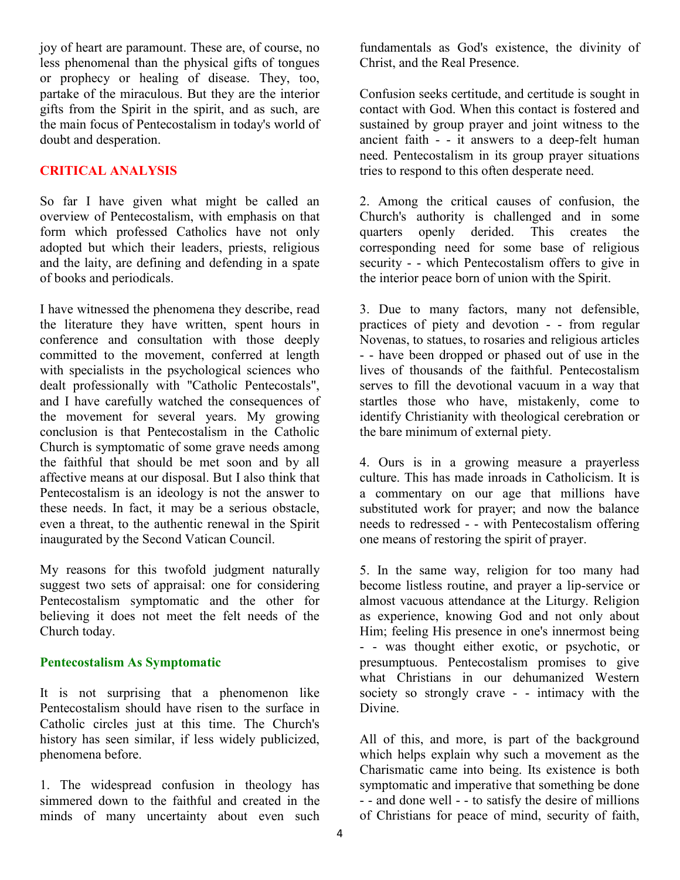joy of heart are paramount. These are, of course, no less phenomenal than the physical gifts of tongues or prophecy or healing of disease. They, too, partake of the miraculous. But they are the interior gifts from the Spirit in the spirit, and as such, are the main focus of Pentecostalism in today's world of doubt and desperation.

## CRITICAL ANALYSIS

So far I have given what might be called an overview of Pentecostalism, with emphasis on that form which professed Catholics have not only adopted but which their leaders, priests, religious and the laity, are defining and defending in a spate of books and periodicals.

I have witnessed the phenomena they describe, read the literature they have written, spent hours in conference and consultation with those deeply committed to the movement, conferred at length with specialists in the psychological sciences who dealt professionally with "Catholic Pentecostals", and I have carefully watched the consequences of the movement for several years. My growing conclusion is that Pentecostalism in the Catholic Church is symptomatic of some grave needs among the faithful that should be met soon and by all affective means at our disposal. But I also think that Pentecostalism is an ideology is not the answer to these needs. In fact, it may be a serious obstacle, even a threat, to the authentic renewal in the Spirit inaugurated by the Second Vatican Council.

My reasons for this twofold judgment naturally suggest two sets of appraisal: one for considering Pentecostalism symptomatic and the other for believing it does not meet the felt needs of the Church today.

### Pentecostalism As Symptomatic

It is not surprising that a phenomenon like Pentecostalism should have risen to the surface in Catholic circles just at this time. The Church's history has seen similar, if less widely publicized, phenomena before.

1. The widespread confusion in theology has simmered down to the faithful and created in the minds of many uncertainty about even such fundamentals as God's existence, the divinity of Christ, and the Real Presence.

Confusion seeks certitude, and certitude is sought in contact with God. When this contact is fostered and sustained by group prayer and joint witness to the ancient faith - - it answers to a deep-felt human need. Pentecostalism in its group prayer situations tries to respond to this often desperate need.

2. Among the critical causes of confusion, the Church's authority is challenged and in some quarters openly derided. This creates the corresponding need for some base of religious security - - which Pentecostalism offers to give in the interior peace born of union with the Spirit.

3. Due to many factors, many not defensible, practices of piety and devotion - - from regular Novenas, to statues, to rosaries and religious articles - - have been dropped or phased out of use in the lives of thousands of the faithful. Pentecostalism serves to fill the devotional vacuum in a way that startles those who have, mistakenly, come to identify Christianity with theological cerebration or the bare minimum of external piety.

4. Ours is in a growing measure a prayerless culture. This has made inroads in Catholicism. It is a commentary on our age that millions have substituted work for prayer; and now the balance needs to redressed - - with Pentecostalism offering one means of restoring the spirit of prayer.

5. In the same way, religion for too many had become listless routine, and prayer a lip-service or almost vacuous attendance at the Liturgy. Religion as experience, knowing God and not only about Him; feeling His presence in one's innermost being - - was thought either exotic, or psychotic, or presumptuous. Pentecostalism promises to give what Christians in our dehumanized Western society so strongly crave - - intimacy with the Divine.

All of this, and more, is part of the background which helps explain why such a movement as the Charismatic came into being. Its existence is both symptomatic and imperative that something be done - - and done well - - to satisfy the desire of millions of Christians for peace of mind, security of faith,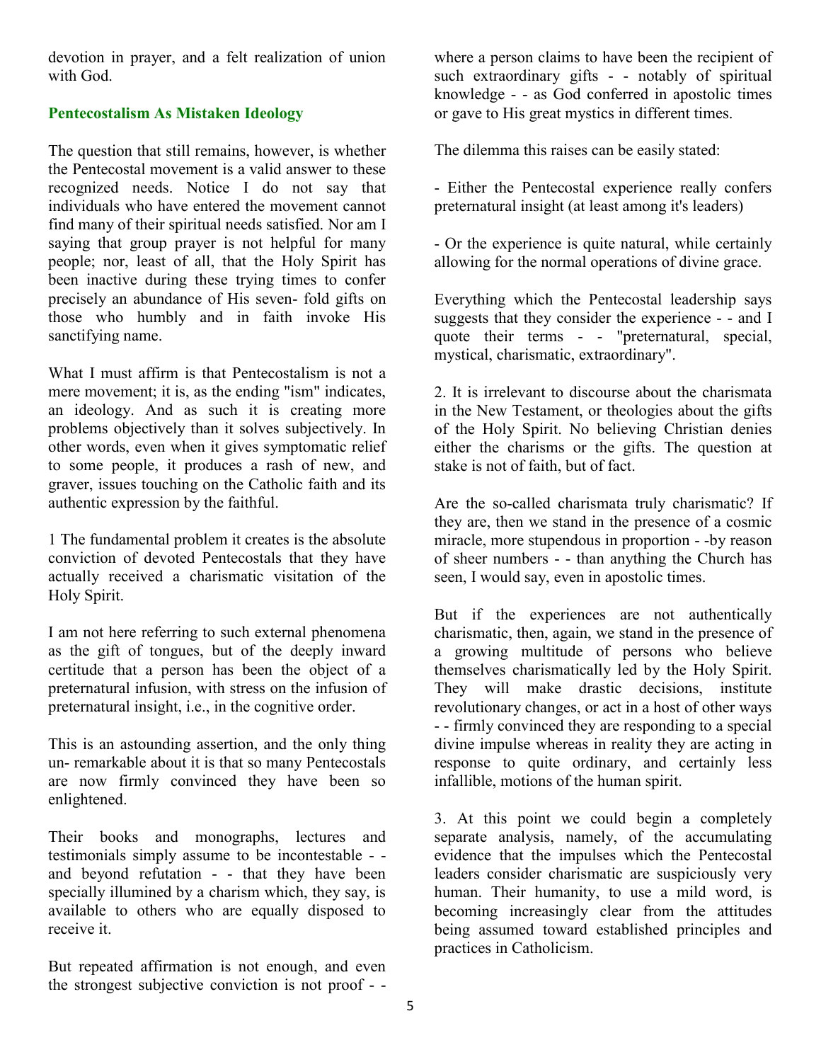devotion in prayer, and a felt realization of union with God.

## Pentecostalism As Mistaken Ideology

The question that still remains, however, is whether the Pentecostal movement is a valid answer to these recognized needs. Notice I do not say that individuals who have entered the movement cannot find many of their spiritual needs satisfied. Nor am I saying that group prayer is not helpful for many people; nor, least of all, that the Holy Spirit has been inactive during these trying times to confer precisely an abundance of His seven- fold gifts on those who humbly and in faith invoke His sanctifying name.

What I must affirm is that Pentecostalism is not a mere movement; it is, as the ending "ism" indicates, an ideology. And as such it is creating more problems objectively than it solves subjectively. In other words, even when it gives symptomatic relief to some people, it produces a rash of new, and graver, issues touching on the Catholic faith and its authentic expression by the faithful.

1 The fundamental problem it creates is the absolute conviction of devoted Pentecostals that they have actually received a charismatic visitation of the Holy Spirit.

I am not here referring to such external phenomena as the gift of tongues, but of the deeply inward certitude that a person has been the object of a preternatural infusion, with stress on the infusion of preternatural insight, i.e., in the cognitive order.

This is an astounding assertion, and the only thing un- remarkable about it is that so many Pentecostals are now firmly convinced they have been so enlightened.

Their books and monographs, lectures and testimonials simply assume to be incontestable - - and beyond refutation - - that they have been specially illumined by a charism which, they say, is available to others who are equally disposed to receive it.

But repeated affirmation is not enough, and even the strongest subjective conviction is not proof - - where a person claims to have been the recipient of such extraordinary gifts - - notably of spiritual knowledge - - as God conferred in apostolic times or gave to His great mystics in different times.

The dilemma this raises can be easily stated:

- Either the Pentecostal experience really confers preternatural insight (at least among it's leaders)

- Or the experience is quite natural, while certainly allowing for the normal operations of divine grace.

Everything which the Pentecostal leadership says suggests that they consider the experience - - and I quote their terms - - "preternatural, special, mystical, charismatic, extraordinary".

2. It is irrelevant to discourse about the charismata in the New Testament, or theologies about the gifts of the Holy Spirit. No believing Christian denies either the charisms or the gifts. The question at stake is not of faith, but of fact.

Are the so-called charismata truly charismatic? If they are, then we stand in the presence of a cosmic miracle, more stupendous in proportion - -by reason of sheer numbers - - than anything the Church has seen, I would say, even in apostolic times.

But if the experiences are not authentically charismatic, then, again, we stand in the presence of a growing multitude of persons who believe themselves charismatically led by the Holy Spirit. They will make drastic decisions, institute revolutionary changes, or act in a host of other ways - - firmly convinced they are responding to a special divine impulse whereas in reality they are acting in response to quite ordinary, and certainly less infallible, motions of the human spirit.

3. At this point we could begin a completely separate analysis, namely, of the accumulating evidence that the impulses which the Pentecostal leaders consider charismatic are suspiciously very human. Their humanity, to use a mild word, is becoming increasingly clear from the attitudes being assumed toward established principles and practices in Catholicism.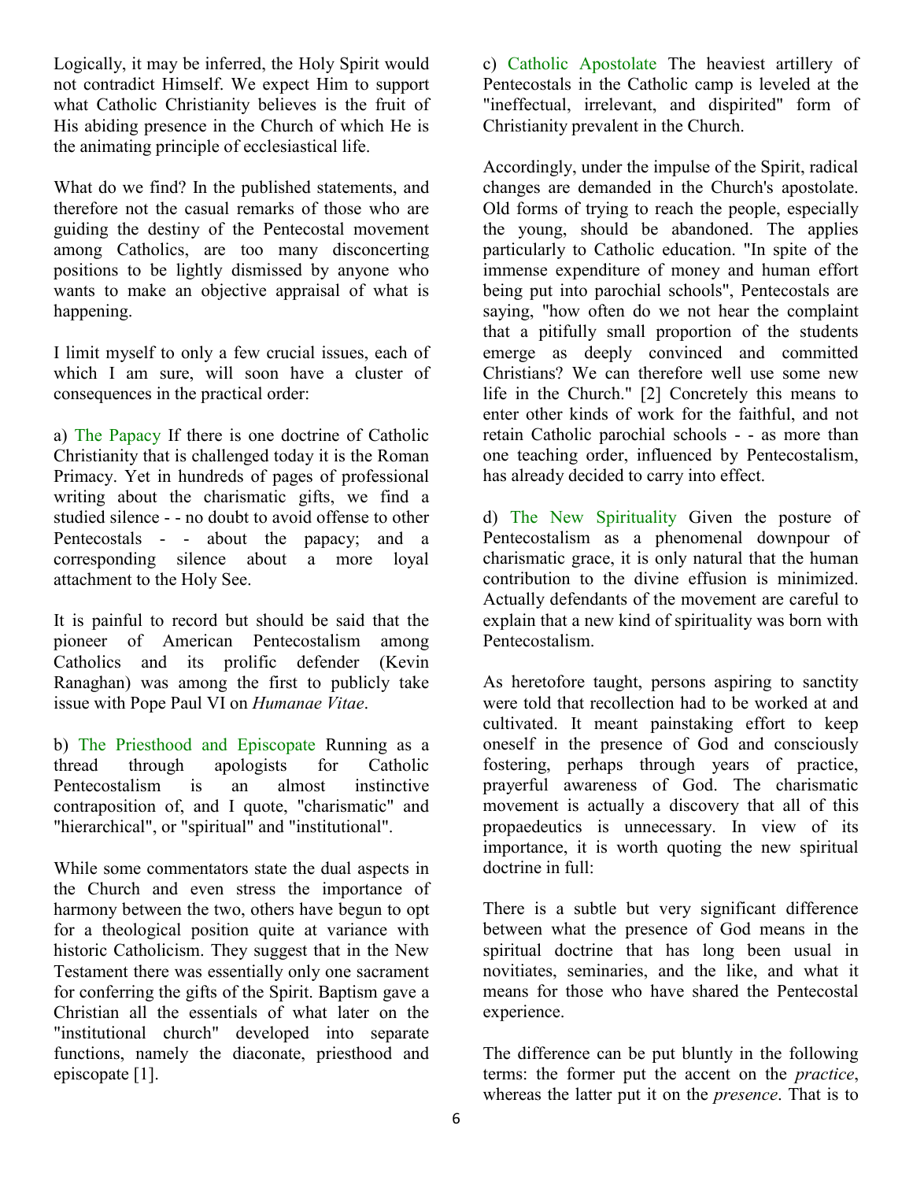Logically, it may be inferred, the Holy Spirit would not contradict Himself. We expect Him to support what Catholic Christianity believes is the fruit of His abiding presence in the Church of which He is the animating principle of ecclesiastical life.

What do we find? In the published statements, and therefore not the casual remarks of those who are guiding the destiny of the Pentecostal movement among Catholics, are too many disconcerting positions to be lightly dismissed by anyone who wants to make an objective appraisal of what is happening.

I limit myself to only a few crucial issues, each of which I am sure, will soon have a cluster of consequences in the practical order:

a) The Papacy If there is one doctrine of Catholic Christianity that is challenged today it is the Roman Primacy. Yet in hundreds of pages of professional writing about the charismatic gifts, we find a studied silence - - no doubt to avoid offense to other Pentecostals - - about the papacy; and a corresponding silence about a more loyal attachment to the Holy See.

It is painful to record but should be said that the pioneer of American Pentecostalism among Catholics and its prolific defender (Kevin Ranaghan) was among the first to publicly take issue with Pope Paul VI on *Humanae Vitae*.

b) The Priesthood and Episcopate Running as a thread through apologists for Catholic Pentecostalism is an almost instinctive contraposition of, and I quote, "charismatic" and "hierarchical", or "spiritual" and "institutional".

While some commentators state the dual aspects in the Church and even stress the importance of harmony between the two, others have begun to opt for a theological position quite at variance with historic Catholicism. They suggest that in the New Testament there was essentially only one sacrament for conferring the gifts of the Spirit. Baptism gave a Christian all the essentials of what later on the "institutional church" developed into separate functions, namely the diaconate, priesthood and episcopate [1].

c) Catholic Apostolate The heaviest artillery of Pentecostals in the Catholic camp is leveled at the "ineffectual, irrelevant, and dispirited" form of Christianity prevalent in the Church.

Accordingly, under the impulse of the Spirit, radical changes are demanded in the Church's apostolate. Old forms of trying to reach the people, especially the young, should be abandoned. The applies particularly to Catholic education. "In spite of the immense expenditure of money and human effort being put into parochial schools", Pentecostals are saying, "how often do we not hear the complaint that a pitifully small proportion of the students emerge as deeply convinced and committed Christians? We can therefore well use some new life in the Church." [2] Concretely this means to enter other kinds of work for the faithful, and not retain Catholic parochial schools - - as more than one teaching order, influenced by Pentecostalism, has already decided to carry into effect.

d) The New Spirituality Given the posture of Pentecostalism as a phenomenal downpour of charismatic grace, it is only natural that the human contribution to the divine effusion is minimized. Actually defendants of the movement are careful to explain that a new kind of spirituality was born with Pentecostalism.

As heretofore taught, persons aspiring to sanctity were told that recollection had to be worked at and cultivated. It meant painstaking effort to keep oneself in the presence of God and consciously fostering, perhaps through years of practice, prayerful awareness of God. The charismatic movement is actually a discovery that all of this propaedeutics is unnecessary. In view of its importance, it is worth quoting the new spiritual doctrine in full:

There is a subtle but very significant difference between what the presence of God means in the spiritual doctrine that has long been usual in novitiates, seminaries, and the like, and what it means for those who have shared the Pentecostal experience.

The difference can be put bluntly in the following terms: the former put the accent on the *practice*, whereas the latter put it on the *presence*. That is to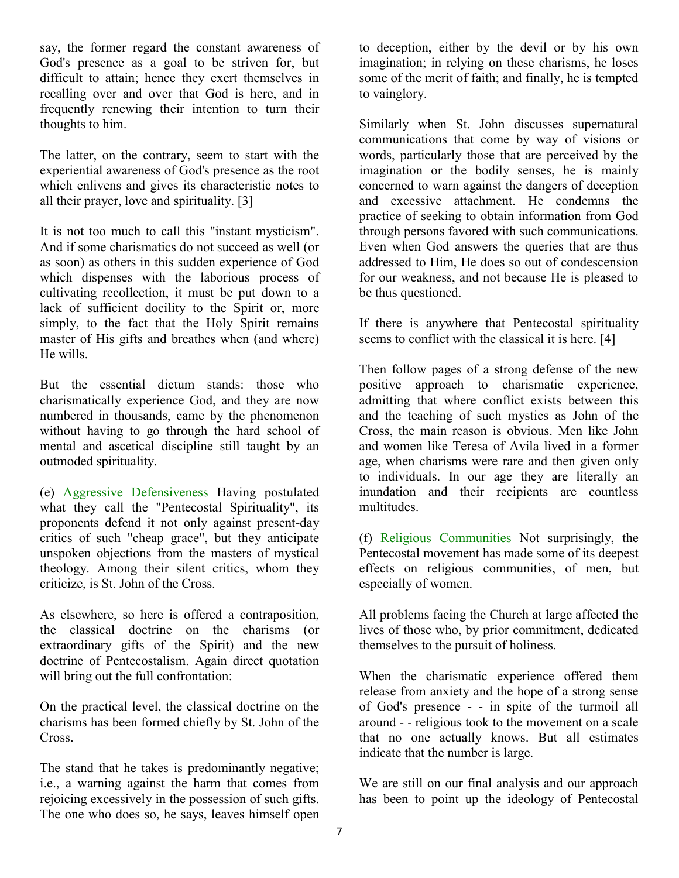say, the former regard the constant awareness of God's presence as a goal to be striven for, but difficult to attain; hence they exert themselves in recalling over and over that God is here, and in frequently renewing their intention to turn their thoughts to him.

The latter, on the contrary, seem to start with the experiential awareness of God's presence as the root which enlivens and gives its characteristic notes to all their prayer, love and spirituality. [3]

It is not too much to call this "instant mysticism". And if some charismatics do not succeed as well (or as soon) as others in this sudden experience of God which dispenses with the laborious process of cultivating recollection, it must be put down to a lack of sufficient docility to the Spirit or, more simply, to the fact that the Holy Spirit remains master of His gifts and breathes when (and where) He wills.

But the essential dictum stands: those who charismatically experience God, and they are now numbered in thousands, came by the phenomenon without having to go through the hard school of mental and ascetical discipline still taught by an outmoded spirituality.

(e) Aggressive Defensiveness Having postulated what they call the "Pentecostal Spirituality", its proponents defend it not only against present-day critics of such "cheap grace", but they anticipate unspoken objections from the masters of mystical theology. Among their silent critics, whom they criticize, is St. John of the Cross.

As elsewhere, so here is offered a contraposition, the classical doctrine on the charisms (or extraordinary gifts of the Spirit) and the new doctrine of Pentecostalism. Again direct quotation will bring out the full confrontation:

On the practical level, the classical doctrine on the charisms has been formed chiefly by St. John of the Cross.

The stand that he takes is predominantly negative; i.e., a warning against the harm that comes from rejoicing excessively in the possession of such gifts. The one who does so, he says, leaves himself open to deception, either by the devil or by his own imagination; in relying on these charisms, he loses some of the merit of faith; and finally, he is tempted to vainglory.

Similarly when St. John discusses supernatural communications that come by way of visions or words, particularly those that are perceived by the imagination or the bodily senses, he is mainly concerned to warn against the dangers of deception and excessive attachment. He condemns the practice of seeking to obtain information from God through persons favored with such communications. Even when God answers the queries that are thus addressed to Him, He does so out of condescension for our weakness, and not because He is pleased to be thus questioned.

If there is anywhere that Pentecostal spirituality seems to conflict with the classical it is here. [4]

Then follow pages of a strong defense of the new positive approach to charismatic experience, admitting that where conflict exists between this and the teaching of such mystics as John of the Cross, the main reason is obvious. Men like John and women like Teresa of Avila lived in a former age, when charisms were rare and then given only to individuals. In our age they are literally an inundation and their recipients are countless multitudes.

(f) Religious Communities Not surprisingly, the Pentecostal movement has made some of its deepest effects on religious communities, of men, but especially of women.

All problems facing the Church at large affected the lives of those who, by prior commitment, dedicated themselves to the pursuit of holiness.

When the charismatic experience offered them release from anxiety and the hope of a strong sense of God's presence - - in spite of the turmoil all around - - religious took to the movement on a scale that no one actually knows. But all estimates indicate that the number is large.

We are still on our final analysis and our approach has been to point up the ideology of Pentecostal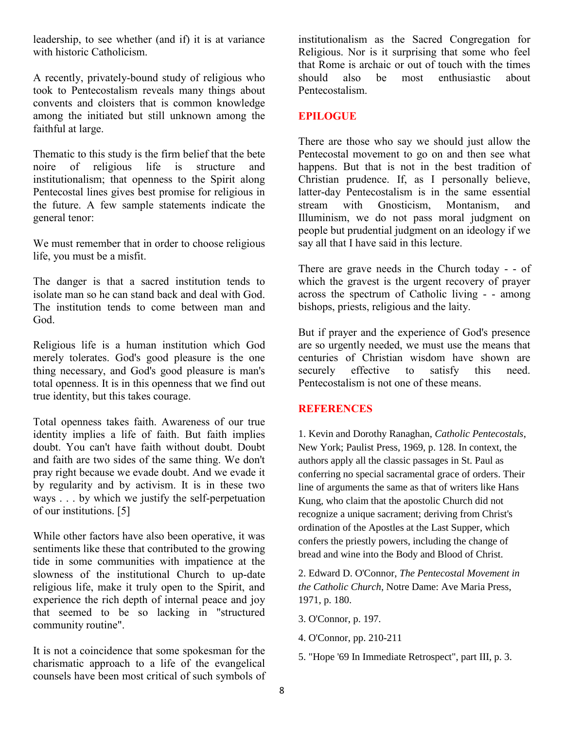leadership, to see whether (and if) it is at variance with historic Catholicism.

A recently, privately-bound study of religious who took to Pentecostalism reveals many things about convents and cloisters that is common knowledge among the initiated but still unknown among the faithful at large.

Thematic to this study is the firm belief that the bete noire of religious life is structure and institutionalism; that openness to the Spirit along Pentecostal lines gives best promise for religious in the future. A few sample statements indicate the general tenor:

We must remember that in order to choose religious life, you must be a misfit.

The danger is that a sacred institution tends to isolate man so he can stand back and deal with God. The institution tends to come between man and God.

Religious life is a human institution which God merely tolerates. God's good pleasure is the one thing necessary, and God's good pleasure is man's total openness. It is in this openness that we find out true identity, but this takes courage.

Total openness takes faith. Awareness of our true identity implies a life of faith. But faith implies doubt. You can't have faith without doubt. Doubt and faith are two sides of the same thing. We don't pray right because we evade doubt. And we evade it by regularity and by activism. It is in these two ways . . . by which we justify the self-perpetuation of our institutions. [5]

While other factors have also been operative, it was sentiments like these that contributed to the growing tide in some communities with impatience at the slowness of the institutional Church to up-date religious life, make it truly open to the Spirit, and experience the rich depth of internal peace and joy that seemed to be so lacking in "structured community routine".

It is not a coincidence that some spokesman for the charismatic approach to a life of the evangelical counsels have been most critical of such symbols of institutionalism as the Sacred Congregation for Religious. Nor is it surprising that some who feel that Rome is archaic or out of touch with the times should also be most enthusiastic about Pentecostalism.

## EPILOGUE

There are those who say we should just allow the Pentecostal movement to go on and then see what happens. But that is not in the best tradition of Christian prudence. If, as I personally believe, latter-day Pentecostalism is in the same essential stream with Gnosticism, Montanism, and Illuminism, we do not pass moral judgment on people but prudential judgment on an ideology if we say all that I have said in this lecture.

There are grave needs in the Church today - - of which the gravest is the urgent recovery of prayer across the spectrum of Catholic living - - among bishops, priests, religious and the laity.

But if prayer and the experience of God's presence are so urgently needed, we must use the means that centuries of Christian wisdom have shown are securely effective to satisfy this need. Pentecostalism is not one of these means.

## REFERENCES

1. Kevin and Dorothy Ranaghan, *Catholic Pentecostals*, New York; Paulist Press, 1969, p. 128. In context, the authors apply all the classic passages in St. Paul as conferring no special sacramental grace of orders. Their line of arguments the same as that of writers like Hans Kung, who claim that the apostolic Church did not recognize a unique sacrament; deriving from Christ's ordination of the Apostles at the Last Supper, which confers the priestly powers, including the change of bread and wine into the Body and Blood of Christ.

2. Edward D. O'Connor, *The Pentecostal Movement in the Catholic Church*, Notre Dame: Ave Maria Press, 1971, p. 180.

3. O'Connor, p. 197.

4. O'Connor, pp. 210-211

5. "Hope '69 In Immediate Retrospect", part III, p. 3.